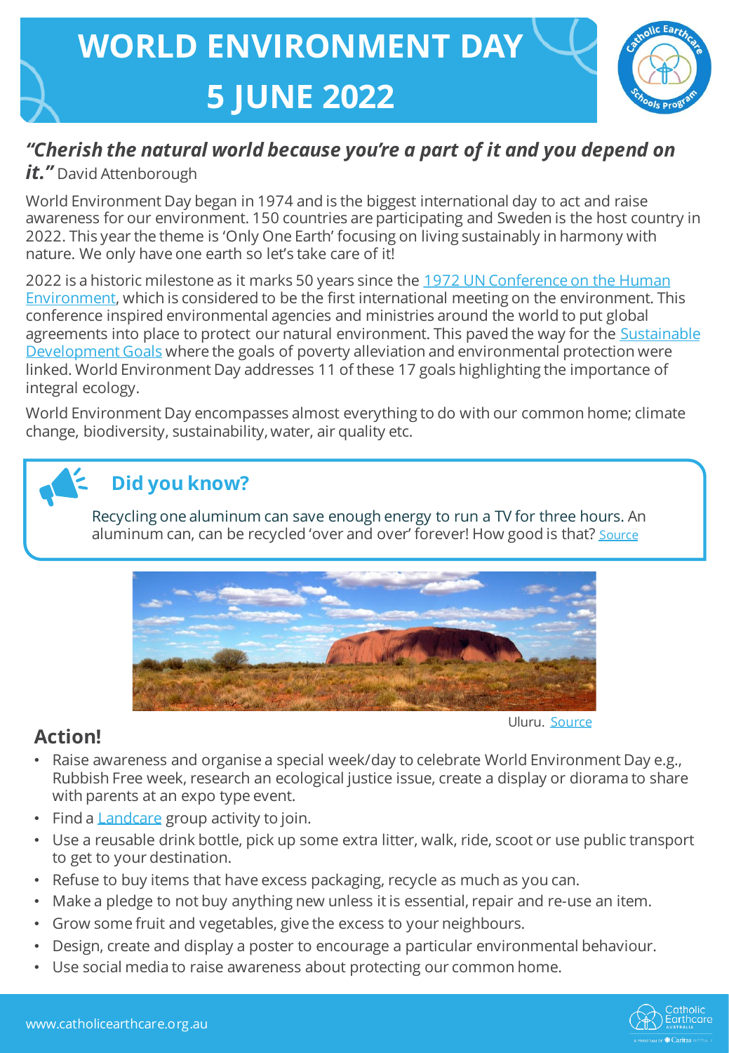# WORLD ENVIRONMENT DAY 5 JUNE 2022

***"Cherish the natural world because you're a part of it and you depend on it."*** David Attenborough

World Environment Day began in 1974 and is the biggest international day to act and raise awareness for our environment. 150 countries are participating and Sweden is the host country in 2022. This year the theme is 'Only One Earth' focusing on living sustainably in harmony with nature. We only have one earth so let's take care of it!

2022 is a historic milestone as it marks 50 years since the 1972 UN Conference on the Human Environment, which is considered to be the first international meeting on the environment. This conference inspired environmental agencies and ministries around the world to put global agreements into place to protect our natural environment. This paved the way for the Sustainable Development Goals where the goals of poverty alleviation and environmental protection were linked. World Environment Day addresses 11 of these 17 goals highlighting the importance of integral ecology.

World Environment Day encompasses almost everything to do with our common home; climate change, biodiversity, sustainability, water, air quality etc.

## Did you know?

Recycling one aluminum can save enough energy to run a TV for three hours. An aluminum can, can be recycled 'over and over' forever! How good is that? Source

Uluru. Source

## Action!

- Raise awareness and organise a special week/day to celebrate World Environment Day e.g., Rubbish Free week, research an ecological justice issue, create a display or diorama to share with parents at an expo type event.
- Find a Landcare group activity to join.
- Use a reusable drink bottle, pick up some extra litter, walk, ride, scoot or use public transport to get to your destination.
- Refuse to buy items that have excess packaging, recycle as much as you can.
- Make a pledge to not buy anything new unless it is essential, repair and re-use an item.
- Grow some fruit and vegetables, give the excess to your neighbours.
- Design, create and display a poster to encourage a particular environmental behaviour.
- Use social media to raise awareness about protecting our common home.

www.catholicearthcare.org.au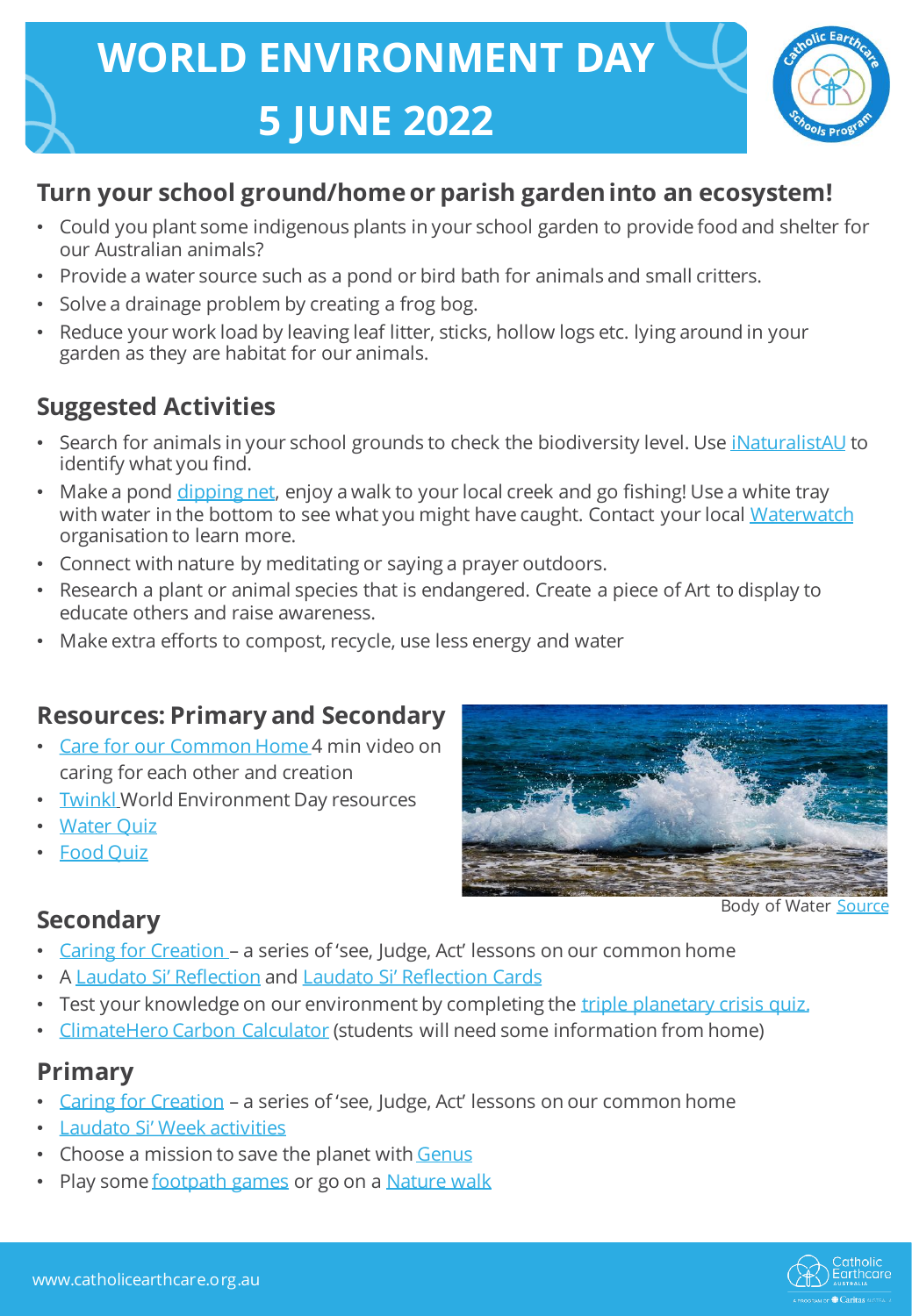# WORLD ENVIRONMENT DAY 5 JUNE 2022

## Turn your school ground/home or parish garden into an ecosystem!

- Could you plant some indigenous plants in your school garden to provide food and shelter for our Australian animals?
- Provide a water source such as a pond or bird bath for animals and small critters.
- Solve a drainage problem by creating a frog bog.
- Reduce your work load by leaving leaf litter, sticks, hollow logs etc. lying around in your garden as they are habitat for our animals.

## Suggested Activities

- Search for animals in your school grounds to check the biodiversity level. Use iNaturalistAU to identify what you find.
- Make a pond dipping net, enjoy a walk to your local creek and go fishing! Use a white tray with water in the bottom to see what you might have caught. Contact your local Waterwatch organisation to learn more.
- Connect with nature by meditating or saying a prayer outdoors.
- Research a plant or animal species that is endangered. Create a piece of Art to display to educate others and raise awareness.
- Make extra efforts to compost, recycle, use less energy and water

## Resources: Primary and Secondary

- Care for our Common Home 4 min video on caring for each other and creation
- Twinkl World Environment Day resources
- Water Quiz
- Food Quiz

Body of Water Source

## Secondary

- Caring for Creation – a series of 'see, Judge, Act' lessons on our common home
- A Laudato Si' Reflection and Laudato Si' Reflection Cards
- Test your knowledge on our environment by completing the triple planetary crisis quiz.
- ClimateHero Carbon Calculator (students will need some information from home)

## Primary

- Caring for Creation – a series of 'see, Judge, Act' lessons on our common home
- Laudato Si' Week activities
- Choose a mission to save the planet with Genus
- Play some footpath games or go on a Nature walk

www.catholicearthcare.org.au